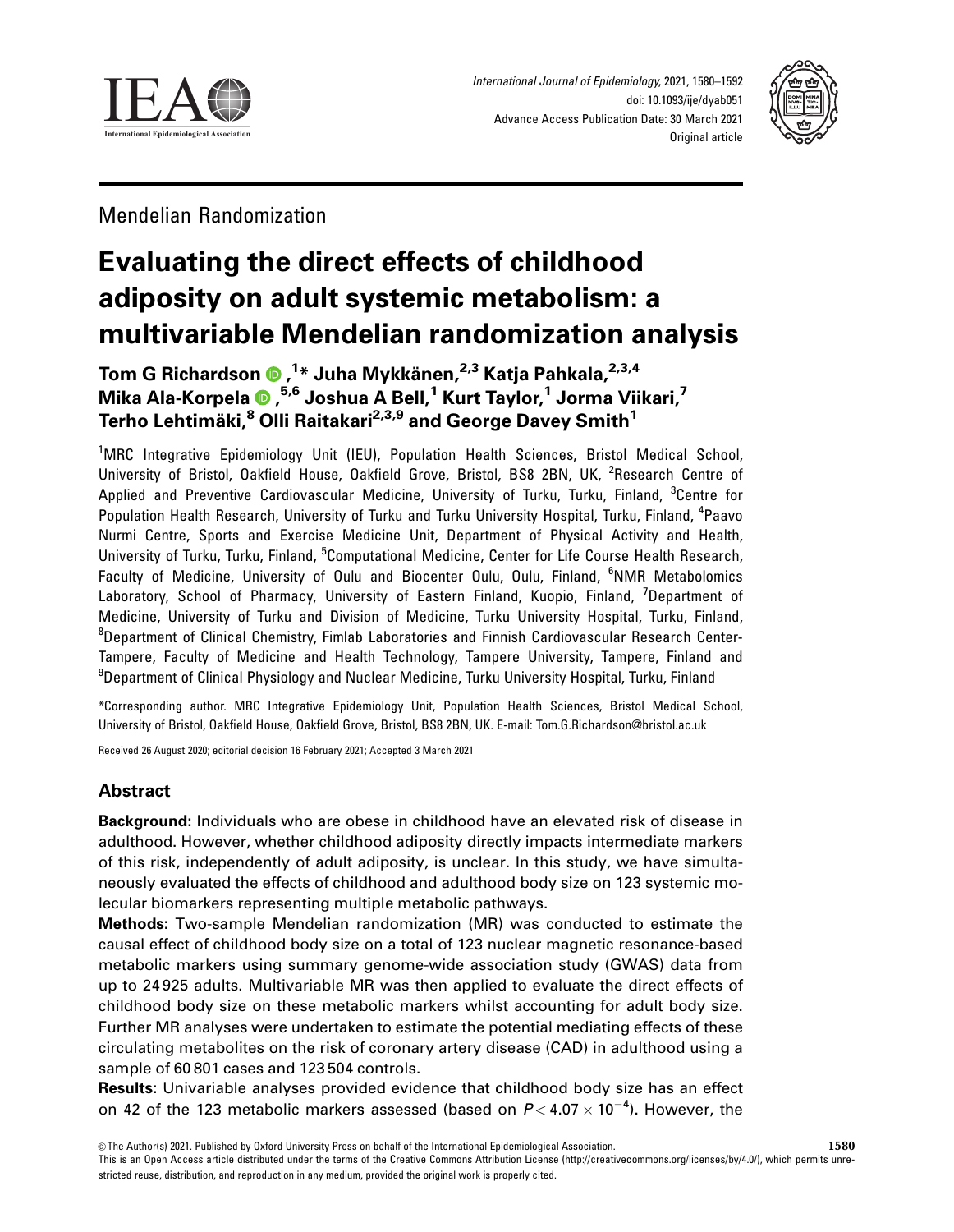Mendelian Randomization

# Evaluating the direct effects of childhood adiposity on adult systemic metabolism: a multivariable Mendelian randomization analysis

**Tom G Richardson ,[1]\* Juha Mykkänen,[2,3] Katja Pahkala,[2,3,4] Mika Ala-Korpela ,[5,6] Joshua A Bell,[1] Kurt Taylor,[1] Jorma Viikari,[7] Terho Lehtimäki,[8] Olli Raitakari[2,3,9] and George Davey Smith[1]**

[1]MRC Integrative Epidemiology Unit (IEU), Population Health Sciences, Bristol Medical School, University of Bristol, Oakfield House, Oakfield Grove, Bristol, BS8 2BN, UK, [2]Research Centre of Applied and Preventive Cardiovascular Medicine, University of Turku, Turku, Finland, [3]Centre for Population Health Research, University of Turku and Turku University Hospital, Turku, Finland, [4]Paavo Nurmi Centre, Sports and Exercise Medicine Unit, Department of Physical Activity and Health, University of Turku, Turku, Finland, [5]Computational Medicine, Center for Life Course Health Research, Faculty of Medicine, University of Oulu and Biocenter Oulu, Oulu, Finland, [6]NMR Metabolomics Laboratory, School of Pharmacy, University of Eastern Finland, Kuopio, Finland, [7]Department of Medicine, University of Turku and Division of Medicine, Turku University Hospital, Turku, Finland, [8]Department of Clinical Chemistry, Fimlab Laboratories and Finnish Cardiovascular Research Center-Tampere, Faculty of Medicine and Health Technology, Tampere University, Tampere, Finland and [9]Department of Clinical Physiology and Nuclear Medicine, Turku University Hospital, Turku, Finland

\*Corresponding author. MRC Integrative Epidemiology Unit, Population Health Sciences, Bristol Medical School, University of Bristol, Oakfield House, Oakfield Grove, Bristol, BS8 2BN, UK. E-mail: Tom.G.Richardson@bristol.ac.uk

Received 26 August 2020; editorial decision 16 February 2021; Accepted 3 March 2021

## Abstract

**Background:** Individuals who are obese in childhood have an elevated risk of disease in adulthood. However, whether childhood adiposity directly impacts intermediate markers of this risk, independently of adult adiposity, is unclear. In this study, we have simultaneously evaluated the effects of childhood and adulthood body size on 123 systemic molecular biomarkers representing multiple metabolic pathways.

**Methods:** Two-sample Mendelian randomization (MR) was conducted to estimate the causal effect of childhood body size on a total of 123 nuclear magnetic resonance-based metabolic markers using summary genome-wide association study (GWAS) data from up to 24 925 adults. Multivariable MR was then applied to evaluate the direct effects of childhood body size on these metabolic markers whilst accounting for adult body size. Further MR analyses were undertaken to estimate the potential mediating effects of these circulating metabolites on the risk of coronary artery disease (CAD) in adulthood using a sample of 60 801 cases and 123 504 controls.

**Results:** Univariable analyses provided evidence that childhood body size has an effect on 42 of the 123 metabolic markers assessed (based on $P < 4.07 \times 10^{-4}$). However, the

© The Author(s) 2021. Published by Oxford University Press on behalf of the International Epidemiological Association.
This is an Open Access article distributed under the terms of the Creative Commons Attribution License (http://creativecommons.org/licenses/by/4.0/), which permits unrestricted reuse, distribution, and reproduction in any medium, provided the original work is properly cited.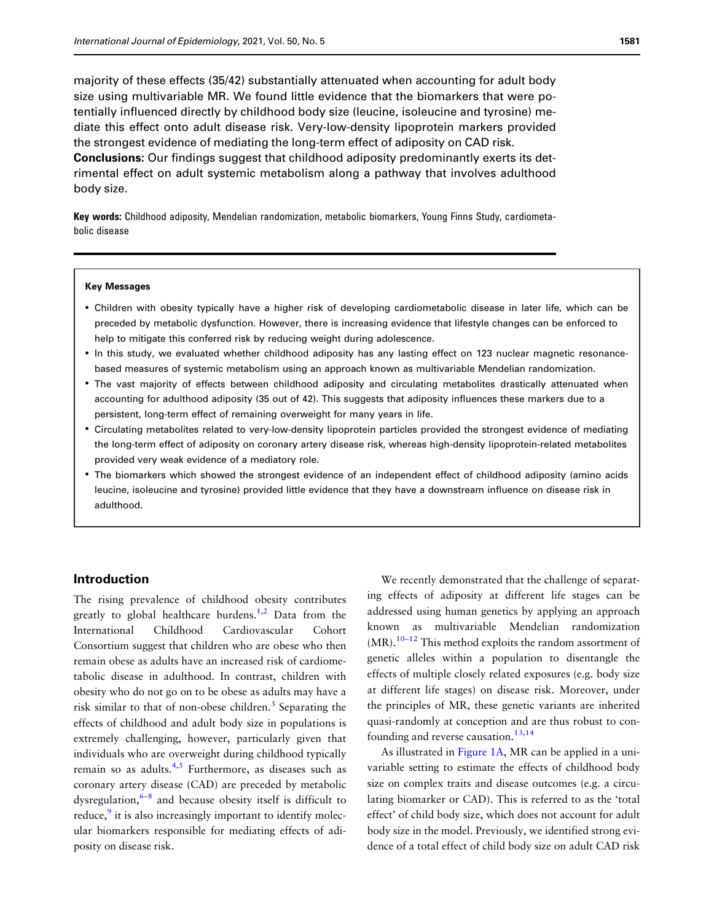majority of these effects (35/42) substantially attenuated when accounting for adult body size using multivariable MR. We found little evidence that the biomarkers that were potentially influenced directly by childhood body size (leucine, isoleucine and tyrosine) mediate this effect onto adult disease risk. Very-low-density lipoprotein markers provided the strongest evidence of mediating the long-term effect of adiposity on CAD risk.

**Conclusions:** Our findings suggest that childhood adiposity predominantly exerts its detrimental effect on adult systemic metabolism along a pathway that involves adulthood body size.

**Key words:** Childhood adiposity, Mendelian randomization, metabolic biomarkers, Young Finns Study, cardiometabolic disease

**Key Messages**

- Children with obesity typically have a higher risk of developing cardiometabolic disease in later life, which can be preceded by metabolic dysfunction. However, there is increasing evidence that lifestyle changes can be enforced to help to mitigate this conferred risk by reducing weight during adolescence.
- In this study, we evaluated whether childhood adiposity has any lasting effect on 123 nuclear magnetic resonance-based measures of systemic metabolism using an approach known as multivariable Mendelian randomization.
- The vast majority of effects between childhood adiposity and circulating metabolites drastically attenuated when accounting for adulthood adiposity (35 out of 42). This suggests that adiposity influences these markers due to a persistent, long-term effect of remaining overweight for many years in life.
- Circulating metabolites related to very-low-density lipoprotein particles provided the strongest evidence of mediating the long-term effect of adiposity on coronary artery disease risk, whereas high-density lipoprotein-related metabolites provided very weak evidence of a mediatory role.
- The biomarkers which showed the strongest evidence of an independent effect of childhood adiposity (amino acids leucine, isoleucine and tyrosine) provided little evidence that they have a downstream influence on disease risk in adulthood.

## Introduction

The rising prevalence of childhood obesity contributes greatly to global healthcare burdens.[1,2] Data from the International Childhood Cardiovascular Cohort Consortium suggest that children who are obese who then remain obese as adults have an increased risk of cardiometabolic disease in adulthood. In contrast, children with obesity who do not go on to be obese as adults may have a risk similar to that of non-obese children.[3] Separating the effects of childhood and adult body size in populations is extremely challenging, however, particularly given that individuals who are overweight during childhood typically remain so as adults.[4,5] Furthermore, as diseases such as coronary artery disease (CAD) are preceded by metabolic dysregulation,[6–8] and because obesity itself is difficult to reduce,[9] it is also increasingly important to identify molecular biomarkers responsible for mediating effects of adiposity on disease risk.

We recently demonstrated that the challenge of separating effects of adiposity at different life stages can be addressed using human genetics by applying an approach known as multivariable Mendelian randomization (MR).[10–12] This method exploits the random assortment of genetic alleles within a population to disentangle the effects of multiple closely related exposures (e.g. body size at different life stages) on disease risk. Moreover, under the principles of MR, these genetic variants are inherited quasi-randomly at conception and are thus robust to confounding and reverse causation.[13,14]

As illustrated in Figure 1A, MR can be applied in a univariable setting to estimate the effects of childhood body size on complex traits and disease outcomes (e.g. a circulating biomarker or CAD). This is referred to as the 'total effect' of child body size, which does not account for adult body size in the model. Previously, we identified strong evidence of a total effect of child body size on adult CAD risk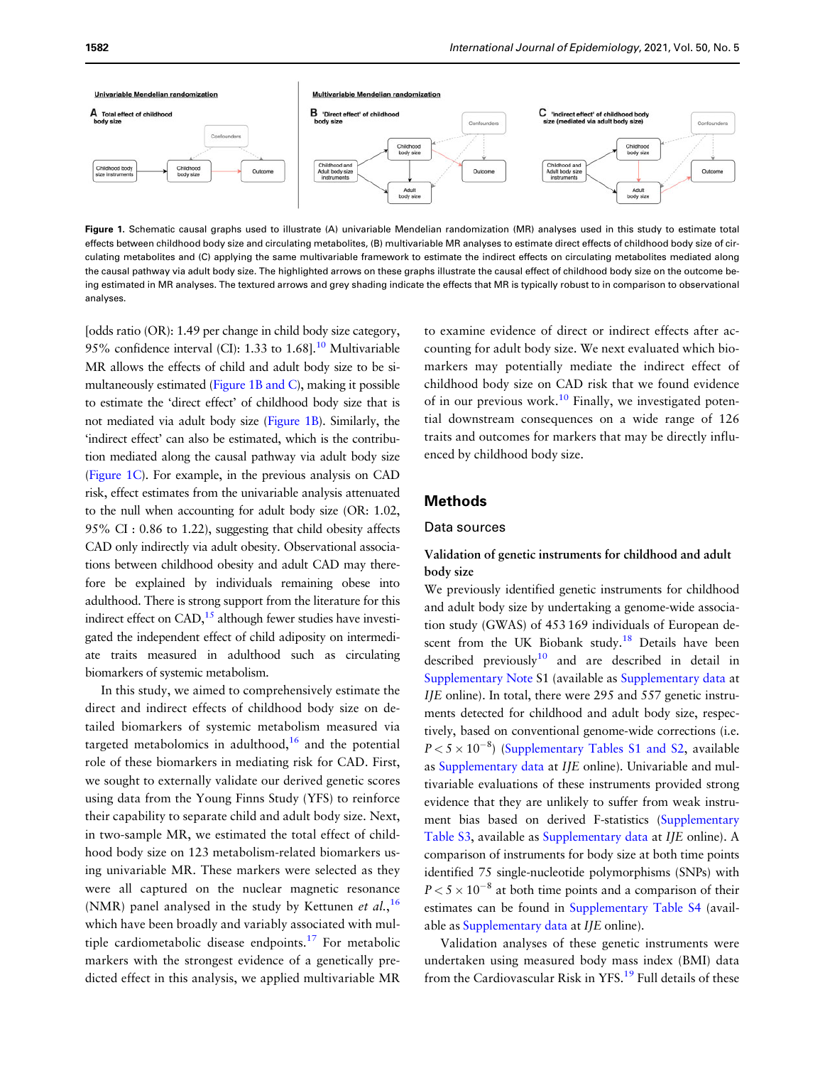**Figure 1.** Schematic causal graphs used to illustrate (A) univariable Mendelian randomization (MR) analyses used in this study to estimate total effects between childhood body size and circulating metabolites, (B) multivariable MR analyses to estimate direct effects of childhood body size of circulating metabolites and (C) applying the same multivariable framework to estimate the indirect effects on circulating metabolites mediated along the causal pathway via adult body size. The highlighted arrows on these graphs illustrate the causal effect of childhood body size on the outcome being estimated in MR analyses. The textured arrows and grey shading indicate the effects that MR is typically robust to in comparison to observational analyses.

[odds ratio (OR): 1.49 per change in child body size category, 95% confidence interval (CI): 1.33 to 1.68].[10] Multivariable MR allows the effects of child and adult body size to be simultaneously estimated (Figure 1B and C), making it possible to estimate the 'direct effect' of childhood body size that is not mediated via adult body size (Figure 1B). Similarly, the 'indirect effect' can also be estimated, which is the contribution mediated along the causal pathway via adult body size (Figure 1C). For example, in the previous analysis on CAD risk, effect estimates from the univariable analysis attenuated to the null when accounting for adult body size (OR: 1.02, 95% CI : 0.86 to 1.22), suggesting that child obesity affects CAD only indirectly via adult obesity. Observational associations between childhood obesity and adult CAD may therefore be explained by individuals remaining obese into adulthood. There is strong support from the literature for this indirect effect on CAD,[15] although fewer studies have investigated the independent effect of child adiposity on intermediate traits measured in adulthood such as circulating biomarkers of systemic metabolism.

In this study, we aimed to comprehensively estimate the direct and indirect effects of childhood body size on detailed biomarkers of systemic metabolism measured via targeted metabolomics in adulthood,[16] and the potential role of these biomarkers in mediating risk for CAD. First, we sought to externally validate our derived genetic scores using data from the Young Finns Study (YFS) to reinforce their capability to separate child and adult body size. Next, in two-sample MR, we estimated the total effect of childhood body size on 123 metabolism-related biomarkers using univariable MR. These markers were selected as they were all captured on the nuclear magnetic resonance (NMR) panel analysed in the study by Kettunen *et al.*,[16] which have been broadly and variably associated with multiple cardiometabolic disease endpoints.[17] For metabolic markers with the strongest evidence of a genetically predicted effect in this analysis, we applied multivariable MR to examine evidence of direct or indirect effects after accounting for adult body size. We next evaluated which biomarkers may potentially mediate the indirect effect of childhood body size on CAD risk that we found evidence of in our previous work.[10] Finally, we investigated potential downstream consequences on a wide range of 126 traits and outcomes for markers that may be directly influenced by childhood body size.

## Methods

### Data sources

#### Validation of genetic instruments for childhood and adult body size

We previously identified genetic instruments for childhood and adult body size by undertaking a genome-wide association study (GWAS) of 453 169 individuals of European descent from the UK Biobank study.[18] Details have been described previously[10] and are described in detail in Supplementary Note S1 (available as Supplementary data at *IJE* online). In total, there were 295 and 557 genetic instruments detected for childhood and adult body size, respectively, based on conventional genome-wide corrections (i.e. $P < 5 \times 10^{-8}$) (Supplementary Tables S1 and S2, available as Supplementary data at *IJE* online). Univariable and multivariable evaluations of these instruments provided strong evidence that they are unlikely to suffer from weak instrument bias based on derived F-statistics (Supplementary Table S3, available as Supplementary data at *IJE* online). A comparison of instruments for body size at both time points identified 75 single-nucleotide polymorphisms (SNPs) with $P < 5 \times 10^{-8}$ at both time points and a comparison of their estimates can be found in Supplementary Table S4 (available as Supplementary data at *IJE* online).

Validation analyses of these genetic instruments were undertaken using measured body mass index (BMI) data from the Cardiovascular Risk in YFS.[19] Full details of these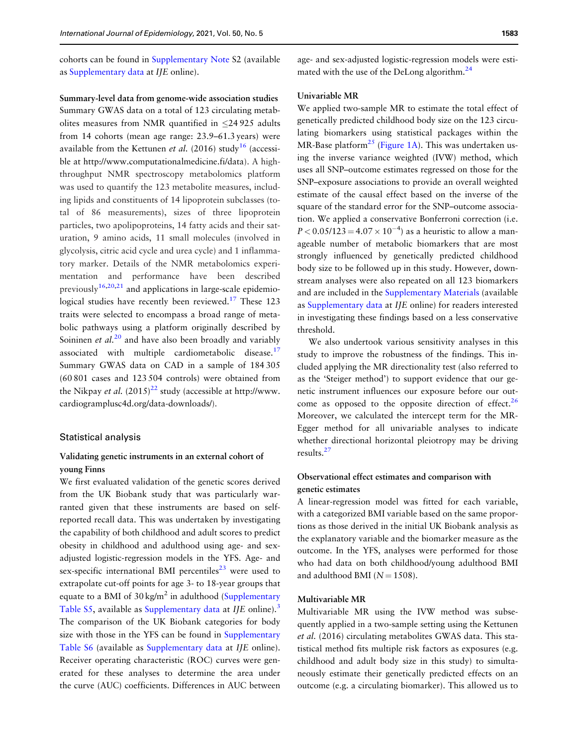cohorts can be found in Supplementary Note S2 (available as Supplementary data at *IJE* online).

**Summary-level data from genome-wide association studies**

Summary GWAS data on a total of 123 circulating metabolites measures from NMR quantified in ≤24 925 adults from 14 cohorts (mean age range: 23.9–61.3 years) were available from the Kettunen *et al.* (2016) study[16] (accessible at http://www.computationalmedicine.fi/data). A high-throughput NMR spectroscopy metabolomics platform was used to quantify the 123 metabolite measures, including lipids and constituents of 14 lipoprotein subclasses (total of 86 measurements), sizes of three lipoprotein particles, two apolipoproteins, 14 fatty acids and their saturation, 9 amino acids, 11 small molecules (involved in glycolysis, citric acid cycle and urea cycle) and 1 inflammatory marker. Details of the NMR metabolomics experimentation and performance have been described previously[16,20,21] and applications in large-scale epidemiological studies have recently been reviewed.[17] These 123 traits were selected to encompass a broad range of metabolic pathways using a platform originally described by Soininen *et al.*[20] and have also been broadly and variably associated with multiple cardiometabolic disease.[17] Summary GWAS data on CAD in a sample of 184 305 (60 801 cases and 123 504 controls) were obtained from the Nikpay *et al.* (2015)[22] study (accessible at http://www.cardiogramplusc4d.org/data-downloads/).

## Statistical analysis

### Validating genetic instruments in an external cohort of young Finns

We first evaluated validation of the genetic scores derived from the UK Biobank study that was particularly warranted given that these instruments are based on self-reported recall data. This was undertaken by investigating the capability of both childhood and adult scores to predict obesity in childhood and adulthood using age- and sex-adjusted logistic-regression models in the YFS. Age- and sex-specific international BMI percentiles[23] were used to extrapolate cut-off points for age 3- to 18-year groups that equate to a BMI of 30 kg/m$^2$ in adulthood (Supplementary Table S5, available as Supplementary data at *IJE* online).[3] The comparison of the UK Biobank categories for body size with those in the YFS can be found in Supplementary Table S6 (available as Supplementary data at *IJE* online). Receiver operating characteristic (ROC) curves were generated for these analyses to determine the area under the curve (AUC) coefficients. Differences in AUC between age- and sex-adjusted logistic-regression models were estimated with the use of the DeLong algorithm.[24]

### Univariable MR

We applied two-sample MR to estimate the total effect of genetically predicted childhood body size on the 123 circulating biomarkers using statistical packages within the MR-Base platform[25] (Figure 1A). This was undertaken using the inverse variance weighted (IVW) method, which uses all SNP–outcome estimates regressed on those for the SNP–exposure associations to provide an overall weighted estimate of the causal effect based on the inverse of the square of the standard error for the SNP–outcome association. We applied a conservative Bonferroni correction (i.e. $P < 0.05/123 = 4.07 \times 10^{-4}$) as a heuristic to allow a manageable number of metabolic biomarkers that are most strongly influenced by genetically predicted childhood body size to be followed up in this study. However, downstream analyses were also repeated on all 123 biomarkers and are included in the Supplementary Materials (available as Supplementary data at *IJE* online) for readers interested in investigating these findings based on a less conservative threshold.

We also undertook various sensitivity analyses in this study to improve the robustness of the findings. This included applying the MR directionality test (also referred to as the 'Steiger method') to support evidence that our genetic instrument influences our exposure before our outcome as opposed to the opposite direction of effect.[26] Moreover, we calculated the intercept term for the MR-Egger method for all univariable analyses to indicate whether directional horizontal pleiotropy may be driving results.[27]

### Observational effect estimates and comparison with genetic estimates

A linear-regression model was fitted for each variable, with a categorized BMI variable based on the same proportions as those derived in the initial UK Biobank analysis as the explanatory variable and the biomarker measure as the outcome. In the YFS, analyses were performed for those who had data on both childhood/young adulthood BMI and adulthood BMI ($N = 1508$).

### Multivariable MR

Multivariable MR using the IVW method was subsequently applied in a two-sample setting using the Kettunen *et al.* (2016) circulating metabolites GWAS data. This statistical method fits multiple risk factors as exposures (e.g. childhood and adult body size in this study) to simultaneously estimate their genetically predicted effects on an outcome (e.g. a circulating biomarker). This allowed us to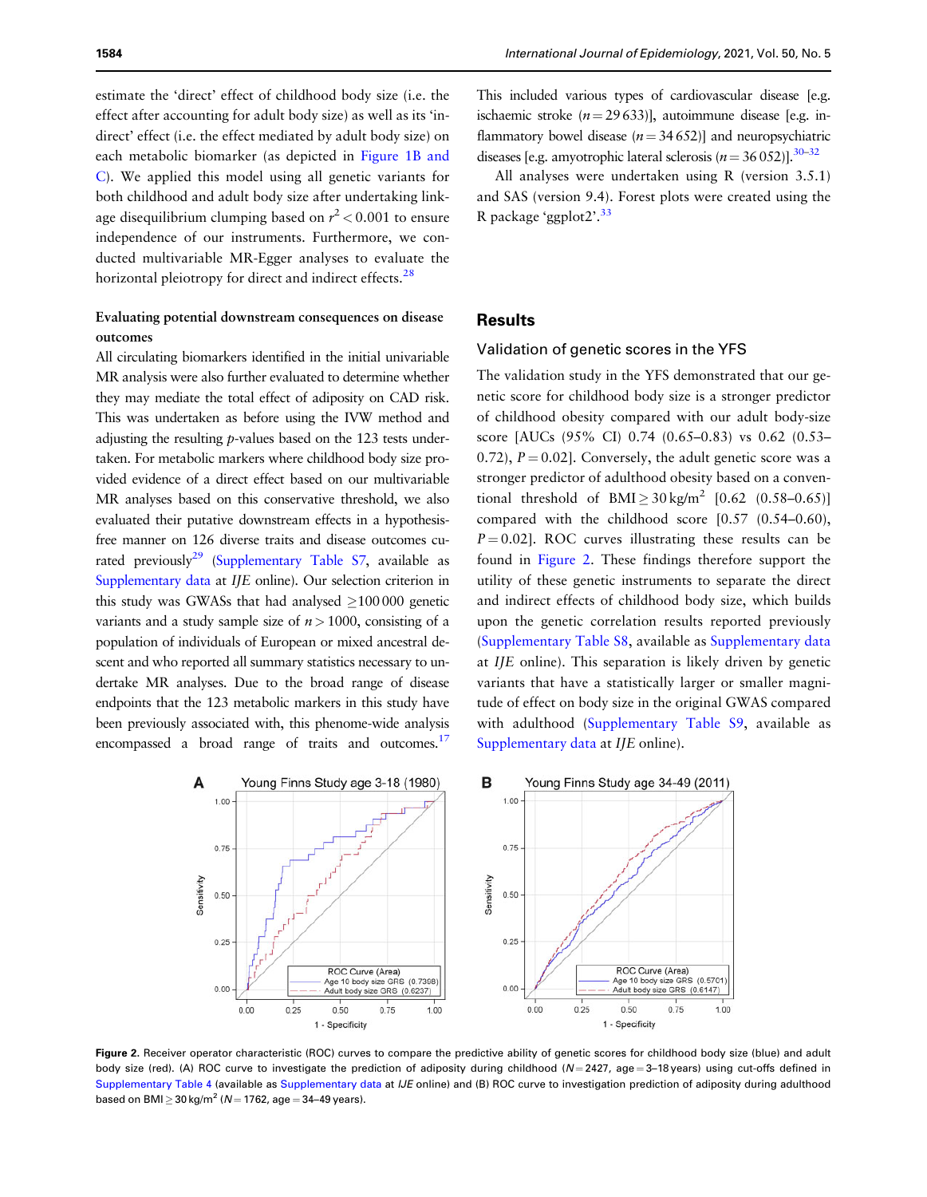estimate the 'direct' effect of childhood body size (i.e. the effect after accounting for adult body size) as well as its 'indirect' effect (i.e. the effect mediated by adult body size) on each metabolic biomarker (as depicted in Figure 1B and C). We applied this model using all genetic variants for both childhood and adult body size after undertaking linkage disequilibrium clumping based on $r^2 < 0.001$ to ensure independence of our instruments. Furthermore, we conducted multivariable MR-Egger analyses to evaluate the horizontal pleiotropy for direct and indirect effects.[28]

### Evaluating potential downstream consequences on disease outcomes

All circulating biomarkers identified in the initial univariable MR analysis were also further evaluated to determine whether they may mediate the total effect of adiposity on CAD risk. This was undertaken as before using the IVW method and adjusting the resulting *p*-values based on the 123 tests undertaken. For metabolic markers where childhood body size provided evidence of a direct effect based on our multivariable MR analyses based on this conservative threshold, we also evaluated their putative downstream effects in a hypothesis-free manner on 126 diverse traits and disease outcomes curated previously[29] (Supplementary Table S7, available as Supplementary data at *IJE* online). Our selection criterion in this study was GWASs that had analysed ≥100 000 genetic variants and a study sample size of $n > 1000$, consisting of a population of individuals of European or mixed ancestral descent and who reported all summary statistics necessary to undertake MR analyses. Due to the broad range of disease endpoints that the 123 metabolic markers in this study have been previously associated with, this phenome-wide analysis encompassed a broad range of traits and outcomes.[17] This included various types of cardiovascular disease [e.g. ischaemic stroke ($n = 29\,633$)], autoimmune disease [e.g. inflammatory bowel disease ($n = 34\,652$)] and neuropsychiatric diseases [e.g. amyotrophic lateral sclerosis ($n = 36\,052$)].[30–32]

All analyses were undertaken using R (version 3.5.1) and SAS (version 9.4). Forest plots were created using the R package 'ggplot2'.[33]

## Results

### Validation of genetic scores in the YFS

The validation study in the YFS demonstrated that our genetic score for childhood body size is a stronger predictor of childhood obesity compared with our adult body-size score [AUCs (95% CI) 0.74 (0.65–0.83) vs 0.62 (0.53–0.72), $P = 0.02$]. Conversely, the adult genetic score was a stronger predictor of adulthood obesity based on a conventional threshold of BMI ≥ 30 kg/m$^2$ [0.62 (0.58–0.65)] compared with the childhood score [0.57 (0.54–0.60), $P = 0.02$]. ROC curves illustrating these results can be found in Figure 2. These findings therefore support the utility of these genetic instruments to separate the direct and indirect effects of childhood body size, which builds upon the genetic correlation results reported previously (Supplementary Table S8, available as Supplementary data at *IJE* online). This separation is likely driven by genetic variants that have a statistically larger or smaller magnitude of effect on body size in the original GWAS compared with adulthood (Supplementary Table S9, available as Supplementary data at *IJE* online).

Figure 2. Receiver operator characteristic (ROC) curves to compare the predictive ability of genetic scores for childhood body size (blue) and adult body size (red). (A) ROC curve to investigate the prediction of adiposity during childhood ($N = 2427$, age = 3–18 years) using cut-offs defined in Supplementary Table 4 (available as Supplementary data at *IJE* online) and (B) ROC curve to investigation prediction of adiposity during adulthood based on BMI ≥ 30 kg/m$^2$ ($N = 1762$, age = 34–49 years).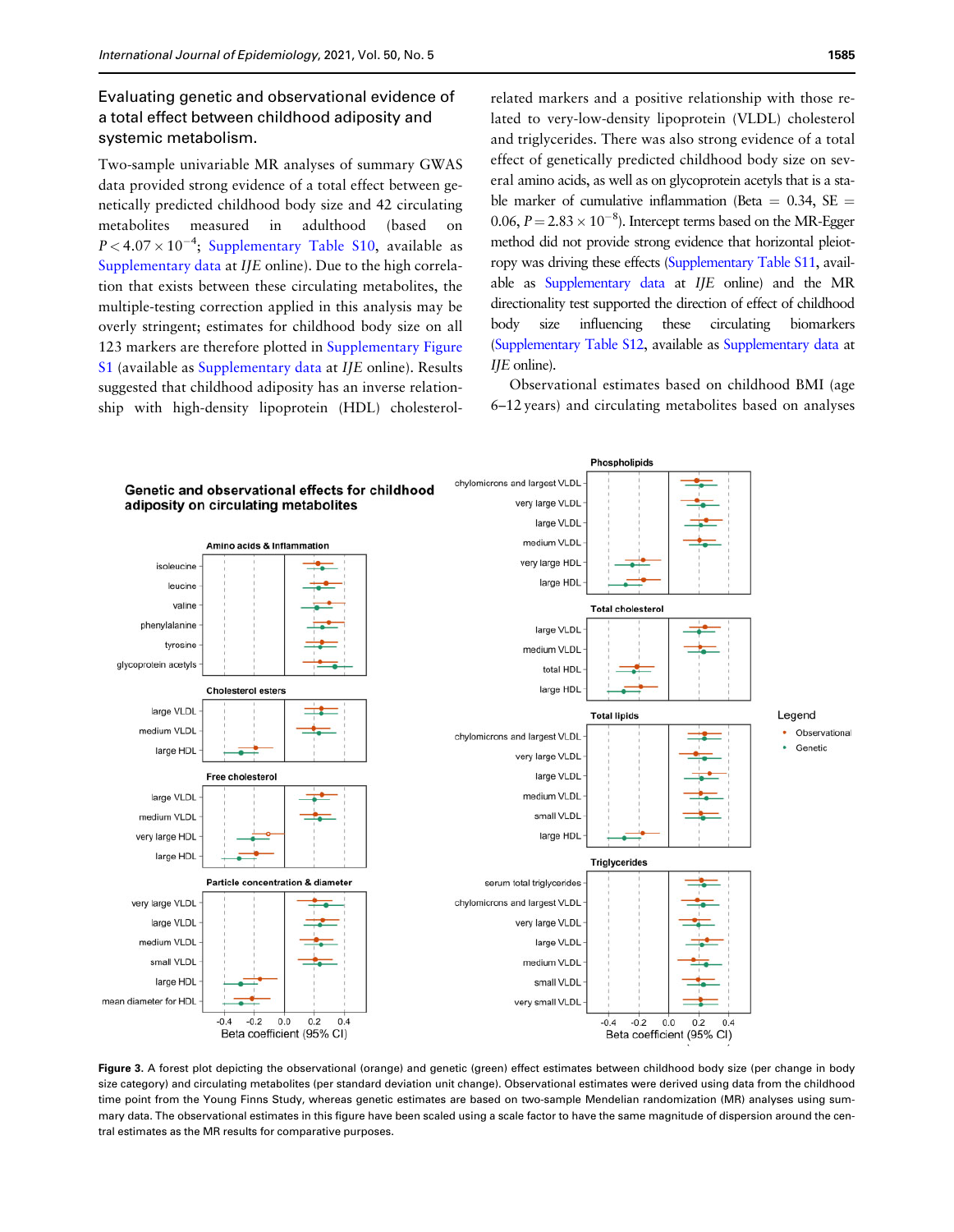### Evaluating genetic and observational evidence of a total effect between childhood adiposity and systemic metabolism.

Two-sample univariable MR analyses of summary GWAS data provided strong evidence of a total effect between genetically predicted childhood body size and 42 circulating metabolites measured in adulthood (based on $P < 4.07 \times 10^{-4}$; Supplementary Table S10, available as Supplementary data at *IJE* online). Due to the high correlation that exists between these circulating metabolites, the multiple-testing correction applied in this analysis may be overly stringent; estimates for childhood body size on all 123 markers are therefore plotted in Supplementary Figure S1 (available as Supplementary data at *IJE* online). Results suggested that childhood adiposity has an inverse relationship with high-density lipoprotein (HDL) cholesterol-related markers and a positive relationship with those related to very-low-density lipoprotein (VLDL) cholesterol and triglycerides. There was also strong evidence of a total effect of genetically predicted childhood body size on several amino acids, as well as on glycoprotein acetyls that is a stable marker of cumulative inflammation (Beta = 0.34, SE = 0.06, $P = 2.83 \times 10^{-8}$). Intercept terms based on the MR-Egger method did not provide strong evidence that horizontal pleiotropy was driving these effects (Supplementary Table S11, available as Supplementary data at *IJE* online) and the MR directionality test supported the direction of effect of childhood body size influencing these circulating biomarkers (Supplementary Table S12, available as Supplementary data at *IJE* online).

Observational estimates based on childhood BMI (age 6–12 years) and circulating metabolites based on analyses

**Figure 3.** A forest plot depicting the observational (orange) and genetic (green) effect estimates between childhood body size (per change in body size category) and circulating metabolites (per standard deviation unit change). Observational estimates were derived using data from the childhood time point from the Young Finns Study, whereas genetic estimates are based on two-sample Mendelian randomization (MR) analyses using summary data. The observational estimates in this figure have been scaled using a scale factor to have the same magnitude of dispersion around the central estimates as the MR results for comparative purposes.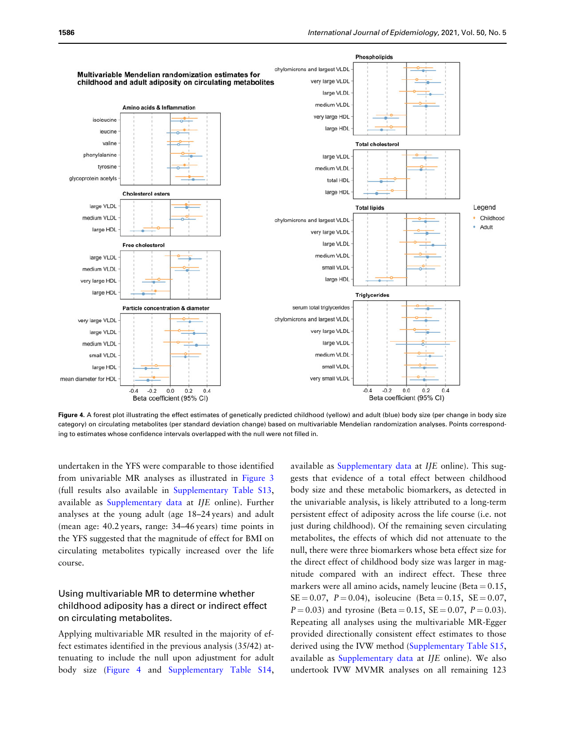**Figure 4.** A forest plot illustrating the effect estimates of genetically predicted childhood (yellow) and adult (blue) body size (per change in body size category) on circulating metabolites (per standard deviation change) based on multivariable Mendelian randomization analyses. Points corresponding to estimates whose confidence intervals overlapped with the null were not filled in.

undertaken in the YFS were comparable to those identified from univariable MR analyses as illustrated in Figure 3 (full results also available in Supplementary Table S13, available as Supplementary data at *IJE* online). Further analyses at the young adult (age 18–24 years) and adult (mean age: 40.2 years, range: 34–46 years) time points in the YFS suggested that the magnitude of effect for BMI on circulating metabolites typically increased over the life course.

## Using multivariable MR to determine whether childhood adiposity has a direct or indirect effect on circulating metabolites.

Applying multivariable MR resulted in the majority of effect estimates identified in the previous analysis (35/42) attenuating to include the null upon adjustment for adult body size (Figure 4 and Supplementary Table S14, available as Supplementary data at *IJE* online). This suggests that evidence of a total effect between childhood body size and these metabolic biomarkers, as detected in the univariable analysis, is likely attributed to a long-term persistent effect of adiposity across the life course (i.e. not just during childhood). Of the remaining seven circulating metabolites, the effects of which did not attenuate to the null, there were three biomarkers whose beta effect size for the direct effect of childhood body size was larger in magnitude compared with an indirect effect. These three markers were all amino acids, namely leucine (Beta = 0.15, SE = 0.07, $P = 0.04$), isoleucine (Beta = 0.15, SE = 0.07, $P = 0.03$) and tyrosine (Beta = 0.15, SE = 0.07, $P = 0.03$). Repeating all analyses using the multivariable MR-Egger provided directionally consistent effect estimates to those derived using the IVW method (Supplementary Table S15, available as Supplementary data at *IJE* online). We also undertook IVW MVMR analyses on all remaining 123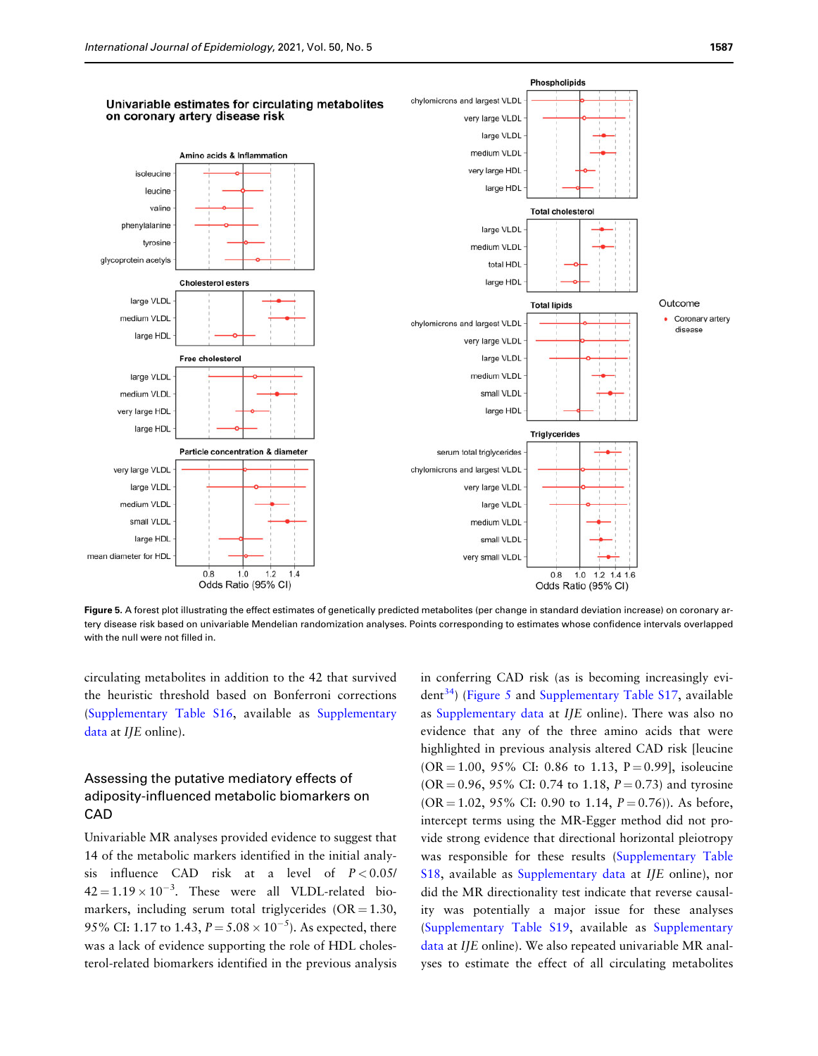Figure 5. A forest plot illustrating the effect estimates of genetically predicted metabolites (per change in standard deviation increase) on coronary artery disease risk based on univariable Mendelian randomization analyses. Points corresponding to estimates whose confidence intervals overlapped with the null were not filled in.

circulating metabolites in addition to the 42 that survived the heuristic threshold based on Bonferroni corrections (Supplementary Table S16, available as Supplementary data at *IJE* online).

### Assessing the putative mediatory effects of adiposity-influenced metabolic biomarkers on CAD

Univariable MR analyses provided evidence to suggest that 14 of the metabolic markers identified in the initial analysis influence CAD risk at a level of $P < 0.05/42 = 1.19 \times 10^{-3}$. These were all VLDL-related biomarkers, including serum total triglycerides (OR = 1.30, 95% CI: 1.17 to 1.43, $P = 5.08 \times 10^{-5}$). As expected, there was a lack of evidence supporting the role of HDL cholesterol-related biomarkers identified in the previous analysis in conferring CAD risk (as is becoming increasingly evident[34]) (Figure 5 and Supplementary Table S17, available as Supplementary data at *IJE* online). There was also no evidence that any of the three amino acids that were highlighted in previous analysis altered CAD risk [leucine (OR = 1.00, 95% CI: 0.86 to 1.13, P = 0.99], isoleucine (OR = 0.96, 95% CI: 0.74 to 1.18, *P* = 0.73) and tyrosine (OR = 1.02, 95% CI: 0.90 to 1.14, *P* = 0.76)). As before, intercept terms using the MR-Egger method did not provide strong evidence that directional horizontal pleiotropy was responsible for these results (Supplementary Table S18, available as Supplementary data at *IJE* online), nor did the MR directionality test indicate that reverse causality was potentially a major issue for these analyses (Supplementary Table S19, available as Supplementary data at *IJE* online). We also repeated univariable MR analyses to estimate the effect of all circulating metabolites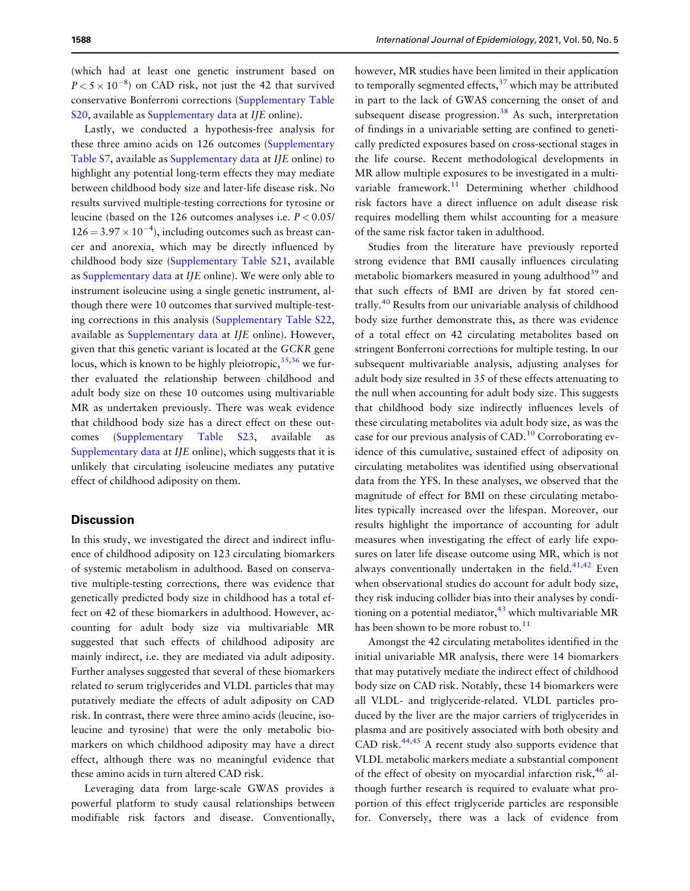(which had at least one genetic instrument based on $P < 5 \times 10^{-8}$) on CAD risk, not just the 42 that survived conservative Bonferroni corrections (Supplementary Table S20, available as Supplementary data at *IJE* online).

Lastly, we conducted a hypothesis-free analysis for these three amino acids on 126 outcomes (Supplementary Table S7, available as Supplementary data at *IJE* online) to highlight any potential long-term effects they may mediate between childhood body size and later-life disease risk. No results survived multiple-testing corrections for tyrosine or leucine (based on the 126 outcomes analyses i.e. $P < 0.05/126 = 3.97 \times 10^{-4}$), including outcomes such as breast cancer and anorexia, which may be directly influenced by childhood body size (Supplementary Table S21, available as Supplementary data at *IJE* online). We were only able to instrument isoleucine using a single genetic instrument, although there were 10 outcomes that survived multiple-testing corrections in this analysis (Supplementary Table S22, available as Supplementary data at *IJE* online). However, given that this genetic variant is located at the *GCKR* gene locus, which is known to be highly pleiotropic,[35,36] we further evaluated the relationship between childhood and adult body size on these 10 outcomes using multivariable MR as undertaken previously. There was weak evidence that childhood body size has a direct effect on these outcomes (Supplementary Table S23, available as Supplementary data at *IJE* online), which suggests that it is unlikely that circulating isoleucine mediates any putative effect of childhood adiposity on them.

## Discussion

In this study, we investigated the direct and indirect influence of childhood adiposity on 123 circulating biomarkers of systemic metabolism in adulthood. Based on conservative multiple-testing corrections, there was evidence that genetically predicted body size in childhood has a total effect on 42 of these biomarkers in adulthood. However, accounting for adult body size via multivariable MR suggested that such effects of childhood adiposity are mainly indirect, i.e. they are mediated via adult adiposity. Further analyses suggested that several of these biomarkers related to serum triglycerides and VLDL particles that may putatively mediate the effects of adult adiposity on CAD risk. In contrast, there were three amino acids (leucine, isoleucine and tyrosine) that were the only metabolic biomarkers on which childhood adiposity may have a direct effect, although there was no meaningful evidence that these amino acids in turn altered CAD risk.

Leveraging data from large-scale GWAS provides a powerful platform to study causal relationships between modifiable risk factors and disease. Conventionally, however, MR studies have been limited in their application to temporally segmented effects,[37] which may be attributed in part to the lack of GWAS concerning the onset of and subsequent disease progression.[38] As such, interpretation of findings in a univariable setting are confined to genetically predicted exposures based on cross-sectional stages in the life course. Recent methodological developments in MR allow multiple exposures to be investigated in a multivariable framework.[11] Determining whether childhood risk factors have a direct influence on adult disease risk requires modelling them whilst accounting for a measure of the same risk factor taken in adulthood.

Studies from the literature have previously reported strong evidence that BMI causally influences circulating metabolic biomarkers measured in young adulthood[39] and that such effects of BMI are driven by fat stored centrally.[40] Results from our univariable analysis of childhood body size further demonstrate this, as there was evidence of a total effect on 42 circulating metabolites based on stringent Bonferroni corrections for multiple testing. In our subsequent multivariable analysis, adjusting analyses for adult body size resulted in 35 of these effects attenuating to the null when accounting for adult body size. This suggests that childhood body size indirectly influences levels of these circulating metabolites via adult body size, as was the case for our previous analysis of CAD.[10] Corroborating evidence of this cumulative, sustained effect of adiposity on circulating metabolites was identified using observational data from the YFS. In these analyses, we observed that the magnitude of effect for BMI on these circulating metabolites typically increased over the lifespan. Moreover, our results highlight the importance of accounting for adult measures when investigating the effect of early life exposures on later life disease outcome using MR, which is not always conventionally undertaken in the field.[41,42] Even when observational studies do account for adult body size, they risk inducing collider bias into their analyses by conditioning on a potential mediator,[43] which multivariable MR has been shown to be more robust to.[11]

Amongst the 42 circulating metabolites identified in the initial univariable MR analysis, there were 14 biomarkers that may putatively mediate the indirect effect of childhood body size on CAD risk. Notably, these 14 biomarkers were all VLDL- and triglyceride-related. VLDL particles produced by the liver are the major carriers of triglycerides in plasma and are positively associated with both obesity and CAD risk.[44,45] A recent study also supports evidence that VLDL metabolic markers mediate a substantial component of the effect of obesity on myocardial infarction risk,[46] although further research is required to evaluate what proportion of this effect triglyceride particles are responsible for. Conversely, there was a lack of evidence from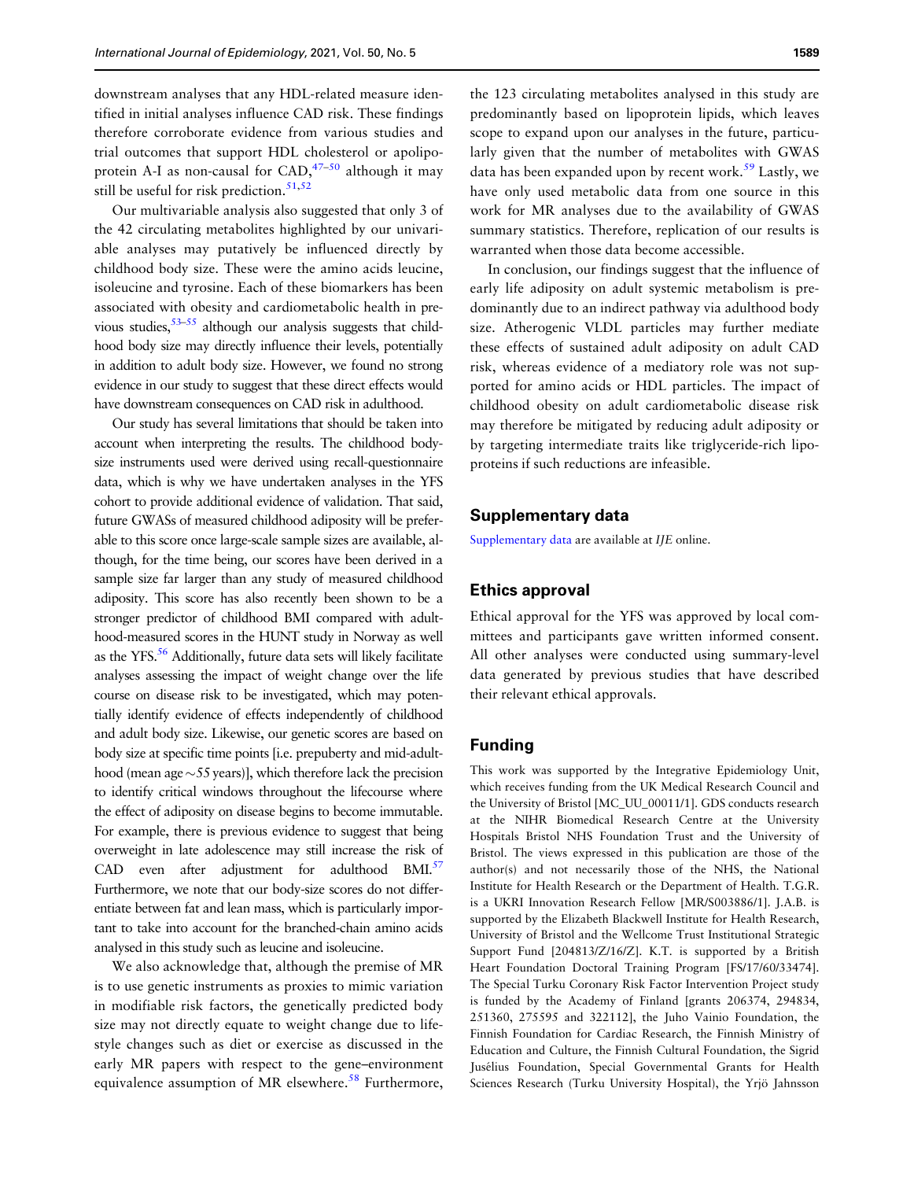downstream analyses that any HDL-related measure identified in initial analyses influence CAD risk. These findings therefore corroborate evidence from various studies and trial outcomes that support HDL cholesterol or apolipoprotein A-I as non-causal for CAD,[47–50] although it may still be useful for risk prediction.[51,52]

Our multivariable analysis also suggested that only 3 of the 42 circulating metabolites highlighted by our univariable analyses may putatively be influenced directly by childhood body size. These were the amino acids leucine, isoleucine and tyrosine. Each of these biomarkers has been associated with obesity and cardiometabolic health in previous studies,[53–55] although our analysis suggests that childhood body size may directly influence their levels, potentially in addition to adult body size. However, we found no strong evidence in our study to suggest that these direct effects would have downstream consequences on CAD risk in adulthood.

Our study has several limitations that should be taken into account when interpreting the results. The childhood body-size instruments used were derived using recall-questionnaire data, which is why we have undertaken analyses in the YFS cohort to provide additional evidence of validation. That said, future GWASs of measured childhood adiposity will be preferable to this score once large-scale sample sizes are available, although, for the time being, our scores have been derived in a sample size far larger than any study of measured childhood adiposity. This score has also recently been shown to be a stronger predictor of childhood BMI compared with adulthood-measured scores in the HUNT study in Norway as well as the YFS.[56] Additionally, future data sets will likely facilitate analyses assessing the impact of weight change over the life course on disease risk to be investigated, which may potentially identify evidence of effects independently of childhood and adult body size. Likewise, our genetic scores are based on body size at specific time points [i.e. prepuberty and mid-adulthood (mean age ~55 years)], which therefore lack the precision to identify critical windows throughout the lifecourse where the effect of adiposity on disease begins to become immutable. For example, there is previous evidence to suggest that being overweight in late adolescence may still increase the risk of CAD even after adjustment for adulthood BMI.[57] Furthermore, we note that our body-size scores do not differentiate between fat and lean mass, which is particularly important to take into account for the branched-chain amino acids analysed in this study such as leucine and isoleucine.

We also acknowledge that, although the premise of MR is to use genetic instruments as proxies to mimic variation in modifiable risk factors, the genetically predicted body size may not directly equate to weight change due to lifestyle changes such as diet or exercise as discussed in the early MR papers with respect to the gene–environment equivalence assumption of MR elsewhere.[58] Furthermore, the 123 circulating metabolites analysed in this study are predominantly based on lipoprotein lipids, which leaves scope to expand upon our analyses in the future, particularly given that the number of metabolites with GWAS data has been expanded upon by recent work.[59] Lastly, we have only used metabolic data from one source in this work for MR analyses due to the availability of GWAS summary statistics. Therefore, replication of our results is warranted when those data become accessible.

In conclusion, our findings suggest that the influence of early life adiposity on adult systemic metabolism is predominantly due to an indirect pathway via adulthood body size. Atherogenic VLDL particles may further mediate these effects of sustained adult adiposity on adult CAD risk, whereas evidence of a mediatory role was not supported for amino acids or HDL particles. The impact of childhood obesity on adult cardiometabolic disease risk may therefore be mitigated by reducing adult adiposity or by targeting intermediate traits like triglyceride-rich lipoproteins if such reductions are infeasible.

## Supplementary data

Supplementary data are available at *IJE* online.

## Ethics approval

Ethical approval for the YFS was approved by local committees and participants gave written informed consent. All other analyses were conducted using summary-level data generated by previous studies that have described their relevant ethical approvals.

## Funding

This work was supported by the Integrative Epidemiology Unit, which receives funding from the UK Medical Research Council and the University of Bristol [MC_UU_00011/1]. GDS conducts research at the NIHR Biomedical Research Centre at the University Hospitals Bristol NHS Foundation Trust and the University of Bristol. The views expressed in this publication are those of the author(s) and not necessarily those of the NHS, the National Institute for Health Research or the Department of Health. T.G.R. is a UKRI Innovation Research Fellow [MR/S003886/1]. J.A.B. is supported by the Elizabeth Blackwell Institute for Health Research, University of Bristol and the Wellcome Trust Institutional Strategic Support Fund [204813/Z/16/Z]. K.T. is supported by a British Heart Foundation Doctoral Training Program [FS/17/60/33474]. The Special Turku Coronary Risk Factor Intervention Project study is funded by the Academy of Finland [grants 206374, 294834, 251360, 275595 and 322112], the Juho Vainio Foundation, the Finnish Foundation for Cardiac Research, the Finnish Ministry of Education and Culture, the Finnish Cultural Foundation, the Sigrid Jusélius Foundation, Special Governmental Grants for Health Sciences Research (Turku University Hospital), the Yrjö Jahnsson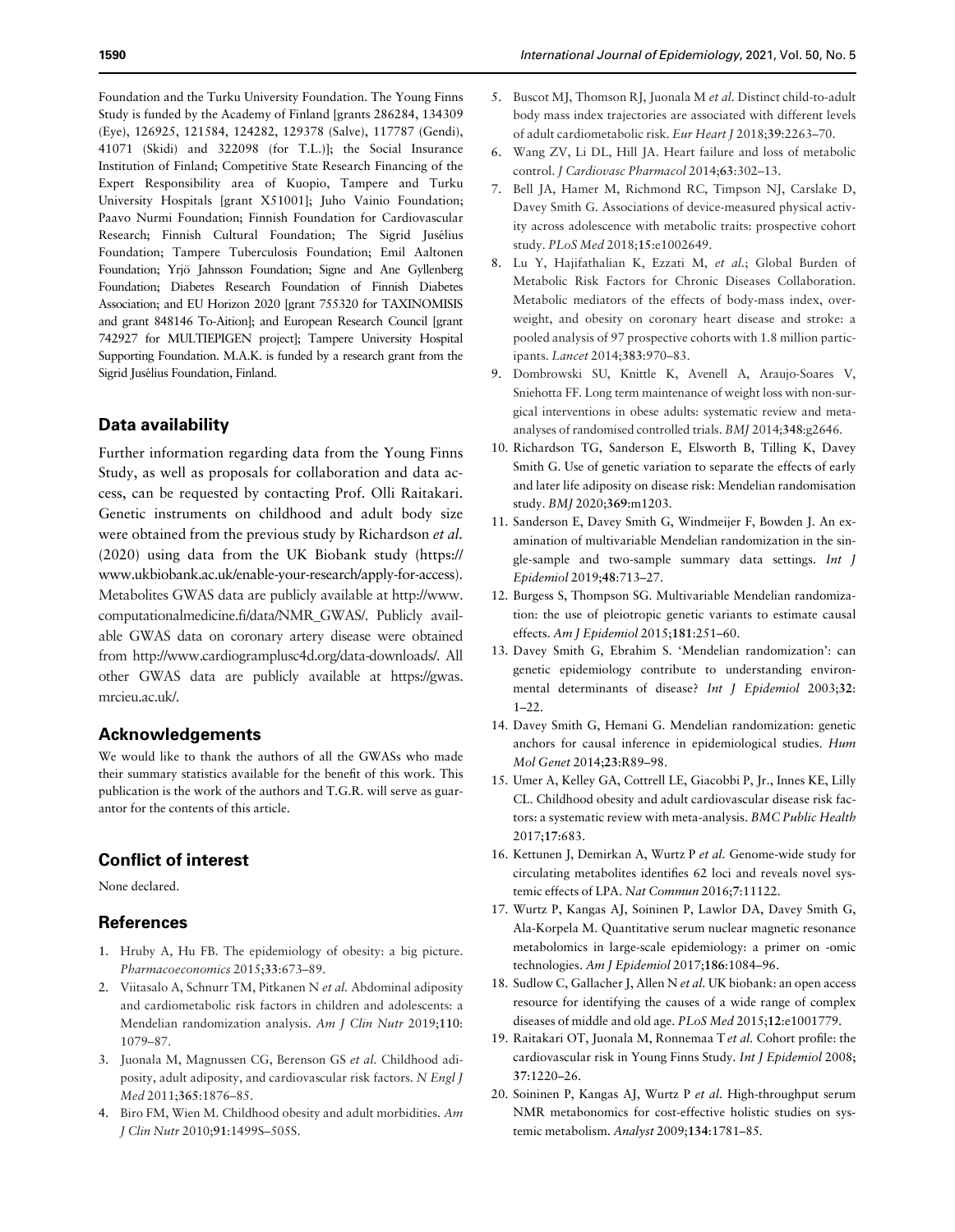Foundation and the Turku University Foundation. The Young Finns Study is funded by the Academy of Finland [grants 286284, 134309 (Eye), 126925, 121584, 124282, 129378 (Salve), 117787 (Gendi), 41071 (Skidi) and 322098 (for T.L.)]; the Social Insurance Institution of Finland; Competitive State Research Financing of the Expert Responsibility area of Kuopio, Tampere and Turku University Hospitals [grant X51001]; Juho Vainio Foundation; Paavo Nurmi Foundation; Finnish Foundation for Cardiovascular Research; Finnish Cultural Foundation; The Sigrid Jusélius Foundation; Tampere Tuberculosis Foundation; Emil Aaltonen Foundation; Yrjö Jahnsson Foundation; Signe and Ane Gyllenberg Foundation; Diabetes Research Foundation of Finnish Diabetes Association; and EU Horizon 2020 [grant 755320 for TAXINOMISIS and grant 848146 To-Aition]; and European Research Council [grant 742927 for MULTIEPIGEN project]; Tampere University Hospital Supporting Foundation. M.A.K. is funded by a research grant from the Sigrid Jusélius Foundation, Finland.

## Data availability

Further information regarding data from the Young Finns Study, as well as proposals for collaboration and data access, can be requested by contacting Prof. Olli Raitakari. Genetic instruments on childhood and adult body size were obtained from the previous study by Richardson *et al.* (2020) using data from the UK Biobank study (https://www.ukbiobank.ac.uk/enable-your-research/apply-for-access). Metabolites GWAS data are publicly available at http://www.computationalmedicine.fi/data/NMR_GWAS/. Publicly available GWAS data on coronary artery disease were obtained from http://www.cardiogramplusc4d.org/data-downloads/. All other GWAS data are publicly available at https://gwas.mrcieu.ac.uk/.

## Acknowledgements

We would like to thank the authors of all the GWASs who made their summary statistics available for the benefit of this work. This publication is the work of the authors and T.G.R. will serve as guarantor for the contents of this article.

## Conflict of interest

None declared.

## References

1. Hruby A, Hu FB. The epidemiology of obesity: a big picture. *Pharmacoeconomics* 2015;**33**:673–89.
2. Viitasalo A, Schnurr TM, Pitkanen N *et al.* Abdominal adiposity and cardiometabolic risk factors in children and adolescents: a Mendelian randomization analysis. *Am J Clin Nutr* 2019;**110**:1079–87.
3. Juonala M, Magnussen CG, Berenson GS *et al.* Childhood adiposity, adult adiposity, and cardiovascular risk factors. *N Engl J Med* 2011;**365**:1876–85.
4. Biro FM, Wien M. Childhood obesity and adult morbidities. *Am J Clin Nutr* 2010;**91**:1499S–505S.
5. Buscot MJ, Thomson RJ, Juonala M *et al.* Distinct child-to-adult body mass index trajectories are associated with different levels of adult cardiometabolic risk. *Eur Heart J* 2018;**39**:2263–70.
6. Wang ZV, Li DL, Hill JA. Heart failure and loss of metabolic control. *J Cardiovasc Pharmacol* 2014;**63**:302–13.
7. Bell JA, Hamer M, Richmond RC, Timpson NJ, Carslake D, Davey Smith G. Associations of device-measured physical activity across adolescence with metabolic traits: prospective cohort study. *PLoS Med* 2018;**15**:e1002649.
8. Lu Y, Hajifathalian K, Ezzati M, *et al.*; Global Burden of Metabolic Risk Factors for Chronic Diseases Collaboration. Metabolic mediators of the effects of body-mass index, overweight, and obesity on coronary heart disease and stroke: a pooled analysis of 97 prospective cohorts with 1.8 million participants. *Lancet* 2014;**383**:970–83.
9. Dombrowski SU, Knittle K, Avenell A, Araujo-Soares V, Sniehotta FF. Long term maintenance of weight loss with non-surgical interventions in obese adults: systematic review and meta-analyses of randomised controlled trials. *BMJ* 2014;**348**:g2646.
10. Richardson TG, Sanderson E, Elsworth B, Tilling K, Davey Smith G. Use of genetic variation to separate the effects of early and later life adiposity on disease risk: Mendelian randomisation study. *BMJ* 2020;**369**:m1203.
11. Sanderson E, Davey Smith G, Windmeijer F, Bowden J. An examination of multivariable Mendelian randomization in the single-sample and two-sample summary data settings. *Int J Epidemiol* 2019;**48**:713–27.
12. Burgess S, Thompson SG. Multivariable Mendelian randomization: the use of pleiotropic genetic variants to estimate causal effects. *Am J Epidemiol* 2015;**181**:251–60.
13. Davey Smith G, Ebrahim S. 'Mendelian randomization': can genetic epidemiology contribute to understanding environmental determinants of disease? *Int J Epidemiol* 2003;**32**:1–22.
14. Davey Smith G, Hemani G. Mendelian randomization: genetic anchors for causal inference in epidemiological studies. *Hum Mol Genet* 2014;**23**:R89–98.
15. Umer A, Kelley GA, Cottrell LE, Giacobbi P, Jr., Innes KE, Lilly CL. Childhood obesity and adult cardiovascular disease risk factors: a systematic review with meta-analysis. *BMC Public Health* 2017;**17**:683.
16. Kettunen J, Demirkan A, Wurtz P *et al.* Genome-wide study for circulating metabolites identifies 62 loci and reveals novel systemic effects of LPA. *Nat Commun* 2016;**7**:11122.
17. Wurtz P, Kangas AJ, Soininen P, Lawlor DA, Davey Smith G, Ala-Korpela M. Quantitative serum nuclear magnetic resonance metabolomics in large-scale epidemiology: a primer on -omic technologies. *Am J Epidemiol* 2017;**186**:1084–96.
18. Sudlow C, Gallacher J, Allen N *et al.* UK biobank: an open access resource for identifying the causes of a wide range of complex diseases of middle and old age. *PLoS Med* 2015;**12**:e1001779.
19. Raitakari OT, Juonala M, Ronnemaa T *et al.* Cohort profile: the cardiovascular risk in Young Finns Study. *Int J Epidemiol* 2008;**37**:1220–26.
20. Soininen P, Kangas AJ, Wurtz P *et al.* High-throughput serum NMR metabonomics for cost-effective holistic studies on systemic metabolism. *Analyst* 2009;**134**:1781–85.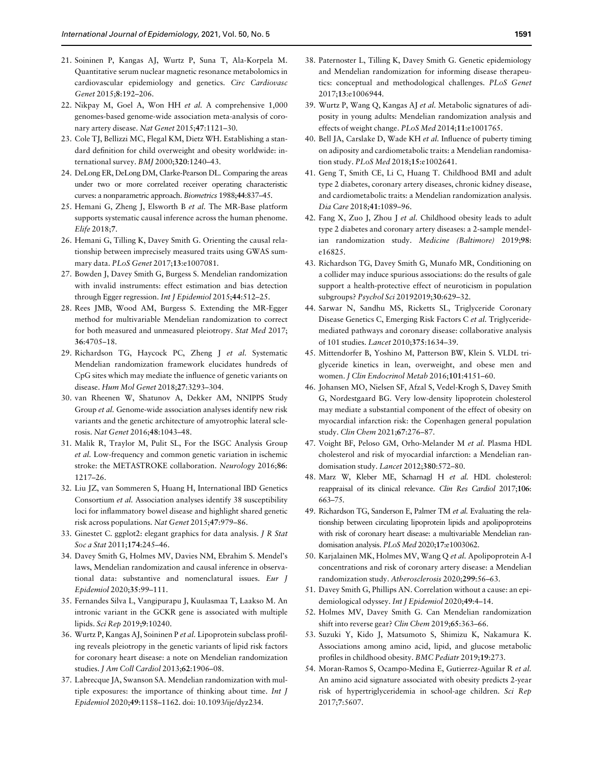21. Soininen P, Kangas AJ, Wurtz P, Suna T, Ala-Korpela M. Quantitative serum nuclear magnetic resonance metabolomics in cardiovascular epidemiology and genetics. *Circ Cardiovasc Genet* 2015;**8**:192–206.
22. Nikpay M, Goel A, Won HH *et al.* A comprehensive 1,000 genomes-based genome-wide association meta-analysis of coronary artery disease. *Nat Genet* 2015;**47**:1121–30.
23. Cole TJ, Bellizzi MC, Flegal KM, Dietz WH. Establishing a standard definition for child overweight and obesity worldwide: international survey. *BMJ* 2000;**320**:1240–43.
24. DeLong ER, DeLong DM, Clarke-Pearson DL. Comparing the areas under two or more correlated receiver operating characteristic curves: a nonparametric approach. *Biometrics* 1988;**44**:837–45.
25. Hemani G, Zheng J, Elsworth B *et al.* The MR-Base platform supports systematic causal inference across the human phenome. *Elife* 2018;**7**.
26. Hemani G, Tilling K, Davey Smith G. Orienting the causal relationship between imprecisely measured traits using GWAS summary data. *PLoS Genet* 2017;**13**:e1007081.
27. Bowden J, Davey Smith G, Burgess S. Mendelian randomization with invalid instruments: effect estimation and bias detection through Egger regression. *Int J Epidemiol* 2015;**44**:512–25.
28. Rees JMB, Wood AM, Burgess S. Extending the MR-Egger method for multivariable Mendelian randomization to correct for both measured and unmeasured pleiotropy. *Stat Med* 2017;**36**:4705–18.
29. Richardson TG, Haycock PC, Zheng J *et al.* Systematic Mendelian randomization framework elucidates hundreds of CpG sites which may mediate the influence of genetic variants on disease. *Hum Mol Genet* 2018;**27**:3293–304.
30. van Rheenen W, Shatunov A, Dekker AM, NNIPPS Study Group *et al.* Genome-wide association analyses identify new risk variants and the genetic architecture of amyotrophic lateral sclerosis. *Nat Genet* 2016;**48**:1043–48.
31. Malik R, Traylor M, Pulit SL, For the ISGC Analysis Group *et al.* Low-frequency and common genetic variation in ischemic stroke: the METASTROKE collaboration. *Neurology* 2016;**86**:1217–26.
32. Liu JZ, van Sommeren S, Huang H, International IBD Genetics Consortium *et al.* Association analyses identify 38 susceptibility loci for inflammatory bowel disease and highlight shared genetic risk across populations. *Nat Genet* 2015;**47**:979–86.
33. Ginestet C. ggplot2: elegant graphics for data analysis. *J R Stat Soc a Stat* 2011;**174**:245–46.
34. Davey Smith G, Holmes MV, Davies NM, Ebrahim S. Mendel's laws, Mendelian randomization and causal inference in observational data: substantive and nomenclatural issues. *Eur J Epidemiol* 2020;**35**:99–111.
35. Fernandes Silva L, Vangipurapu J, Kuulasmaa T, Laakso M. An intronic variant in the GCKR gene is associated with multiple lipids. *Sci Rep* 2019;**9**:10240.
36. Wurtz P, Kangas AJ, Soininen P *et al.* Lipoprotein subclass profiling reveals pleiotropy in the genetic variants of lipid risk factors for coronary heart disease: a note on Mendelian randomization studies. *J Am Coll Cardiol* 2013;**62**:1906–08.
37. Labrecque JA, Swanson SA. Mendelian randomization with multiple exposures: the importance of thinking about time. *Int J Epidemiol* 2020;**49**:1158–1162. doi: 10.1093/ije/dyz234.
38. Paternoster L, Tilling K, Davey Smith G. Genetic epidemiology and Mendelian randomization for informing disease therapeutics: conceptual and methodological challenges. *PLoS Genet* 2017;**13**:e1006944.
39. Wurtz P, Wang Q, Kangas AJ *et al.* Metabolic signatures of adiposity in young adults: Mendelian randomization analysis and effects of weight change. *PLoS Med* 2014;**11**:e1001765.
40. Bell JA, Carslake D, Wade KH *et al.* Influence of puberty timing on adiposity and cardiometabolic traits: a Mendelian randomisation study. *PLoS Med* 2018;**15**:e1002641.
41. Geng T, Smith CE, Li C, Huang T. Childhood BMI and adult type 2 diabetes, coronary artery diseases, chronic kidney disease, and cardiometabolic traits: a Mendelian randomization analysis. *Dia Care* 2018;**41**:1089–96.
42. Fang X, Zuo J, Zhou J *et al.* Childhood obesity leads to adult type 2 diabetes and coronary artery diseases: a 2-sample mendelian randomization study. *Medicine (Baltimore)* 2019;**98**:e16825.
43. Richardson TG, Davey Smith G, Munafo MR, Conditioning on a collider may induce spurious associations: do the results of gale support a health-protective effect of neuroticism in population subgroups? *Psychol Sci* 20192019;**30**:629–32.
44. Sarwar N, Sandhu MS, Ricketts SL, Triglyceride Coronary Disease Genetics C, Emerging Risk Factors C *et al.* Triglyceride-mediated pathways and coronary disease: collaborative analysis of 101 studies. *Lancet* 2010;**375**:1634–39.
45. Mittendorfer B, Yoshino M, Patterson BW, Klein S. VLDL triglyceride kinetics in lean, overweight, and obese men and women. *J Clin Endocrinol Metab* 2016;**101**:4151–60.
46. Johansen MO, Nielsen SF, Afzal S, Vedel-Krogh S, Davey Smith G, Nordestgaard BG. Very low-density lipoprotein cholesterol may mediate a substantial component of the effect of obesity on myocardial infarction risk: the Copenhagen general population study. *Clin Chem* 2021;**67**:276–87.
47. Voight BF, Peloso GM, Orho-Melander M *et al.* Plasma HDL cholesterol and risk of myocardial infarction: a Mendelian randomisation study. *Lancet* 2012;**380**:572–80.
48. Marz W, Kleber ME, Scharnagl H *et al.* HDL cholesterol: reappraisal of its clinical relevance. *Clin Res Cardiol* 2017;**106**:663–75.
49. Richardson TG, Sanderson E, Palmer TM *et al.* Evaluating the relationship between circulating lipoprotein lipids and apolipoproteins with risk of coronary heart disease: a multivariable Mendelian randomisation analysis. *PLoS Med* 2020;**17**:e1003062.
50. Karjalainen MK, Holmes MV, Wang Q *et al.* Apolipoprotein A-I concentrations and risk of coronary artery disease: a Mendelian randomization study. *Atherosclerosis* 2020;**299**:56–63.
51. Davey Smith G, Phillips AN. Correlation without a cause: an epidemiological odyssey. *Int J Epidemiol* 2020;**49**:4–14.
52. Holmes MV, Davey Smith G. Can Mendelian randomization shift into reverse gear? *Clin Chem* 2019;**65**:363–66.
53. Suzuki Y, Kido J, Matsumoto S, Shimizu K, Nakamura K. Associations among amino acid, lipid, and glucose metabolic profiles in childhood obesity. *BMC Pediatr* 2019;**19**:273.
54. Moran-Ramos S, Ocampo-Medina E, Gutierrez-Aguilar R *et al.* An amino acid signature associated with obesity predicts 2-year risk of hypertriglyceridemia in school-age children. *Sci Rep* 2017;**7**:5607.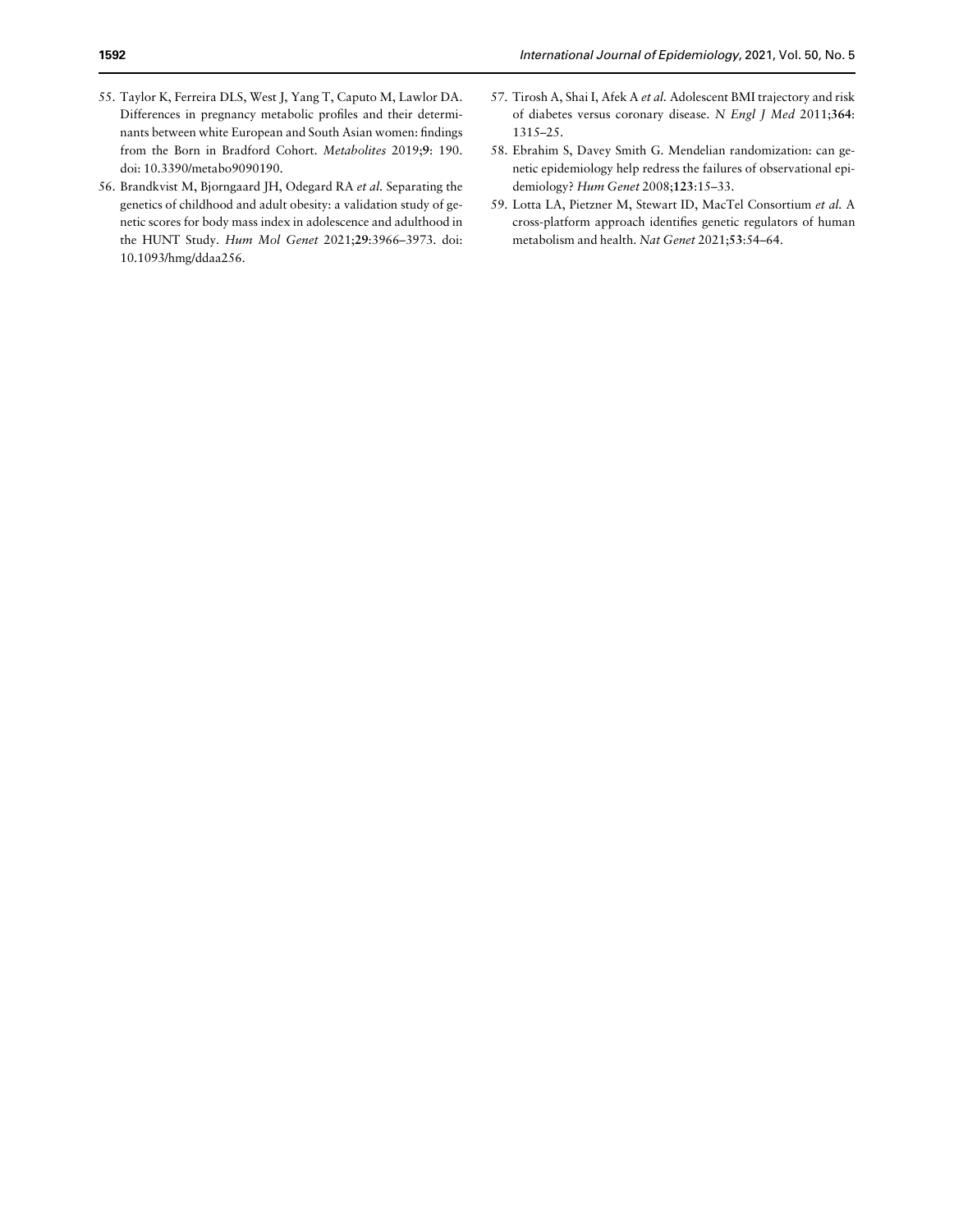55. Taylor K, Ferreira DLS, West J, Yang T, Caputo M, Lawlor DA. Differences in pregnancy metabolic profiles and their determinants between white European and South Asian women: findings from the Born in Bradford Cohort. *Metabolites* 2019;**9**: 190. doi: 10.3390/metabo9090190.
56. Brandkvist M, Bjorngaard JH, Odegard RA *et al.* Separating the genetics of childhood and adult obesity: a validation study of genetic scores for body mass index in adolescence and adulthood in the HUNT Study. *Hum Mol Genet* 2021;**29**:3966–3973. doi: 10.1093/hmg/ddaa256.
57. Tirosh A, Shai I, Afek A *et al.* Adolescent BMI trajectory and risk of diabetes versus coronary disease. *N Engl J Med* 2011;**364**: 1315–25.
58. Ebrahim S, Davey Smith G. Mendelian randomization: can genetic epidemiology help redress the failures of observational epidemiology? *Hum Genet* 2008;**123**:15–33.
59. Lotta LA, Pietzner M, Stewart ID, MacTel Consortium *et al.* A cross-platform approach identifies genetic regulators of human metabolism and health. *Nat Genet* 2021;**53**:54–64.